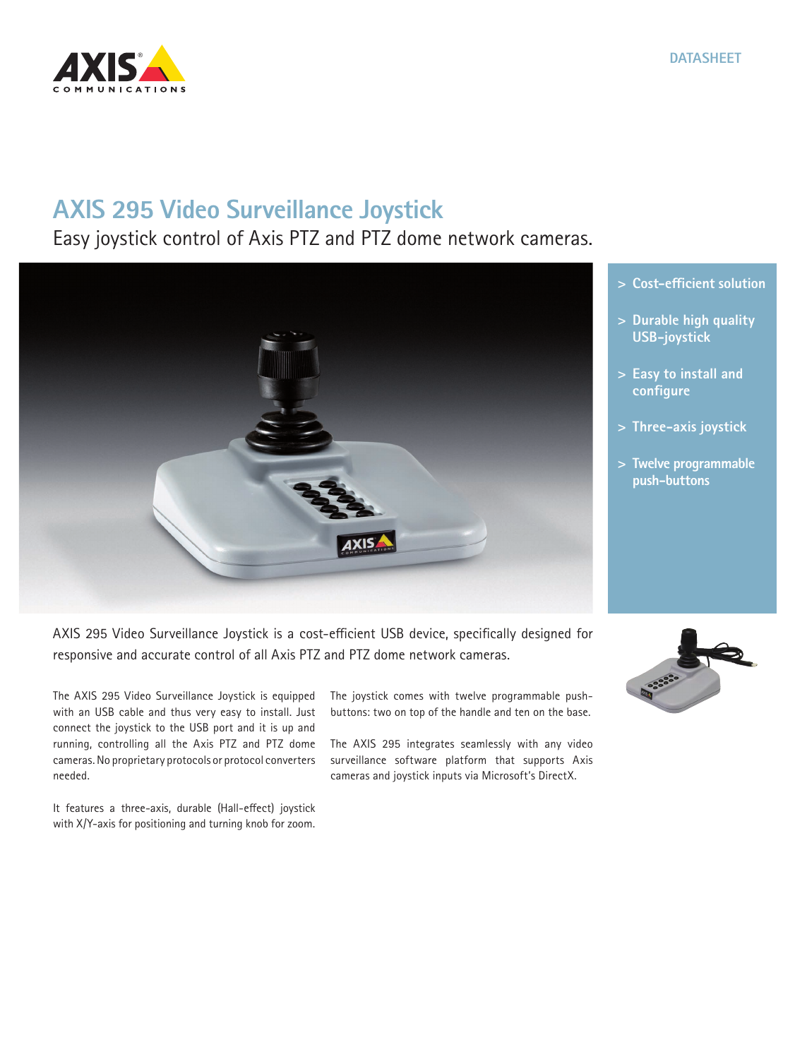DATASHEET

# AXIS 295 Video Surveillance Joystick

## Easy joystick control of Axis PTZ and PTZ dome network cameras.

- > Cost-efficient solution
- > Durable high quality USB-joystick
- > Easy to install and configure
- > Three-axis joystick
- > Twelve programmable push-buttons

AXIS 295 Video Surveillance Joystick is a cost-efficient USB device, specifically designed for responsive and accurate control of all Axis PTZ and PTZ dome network cameras.

The AXIS 295 Video Surveillance Joystick is equipped with an USB cable and thus very easy to install. Just connect the joystick to the USB port and it is up and running, controlling all the Axis PTZ and PTZ dome cameras. No proprietary protocols or protocol converters needed.

It features a three-axis, durable (Hall-effect) joystick with X/Y-axis for positioning and turning knob for zoom.

The joystick comes with twelve programmable push-buttons: two on top of the handle and ten on the base.

The AXIS 295 integrates seamlessly with any video surveillance software platform that supports Axis cameras and joystick inputs via Microsoft's DirectX.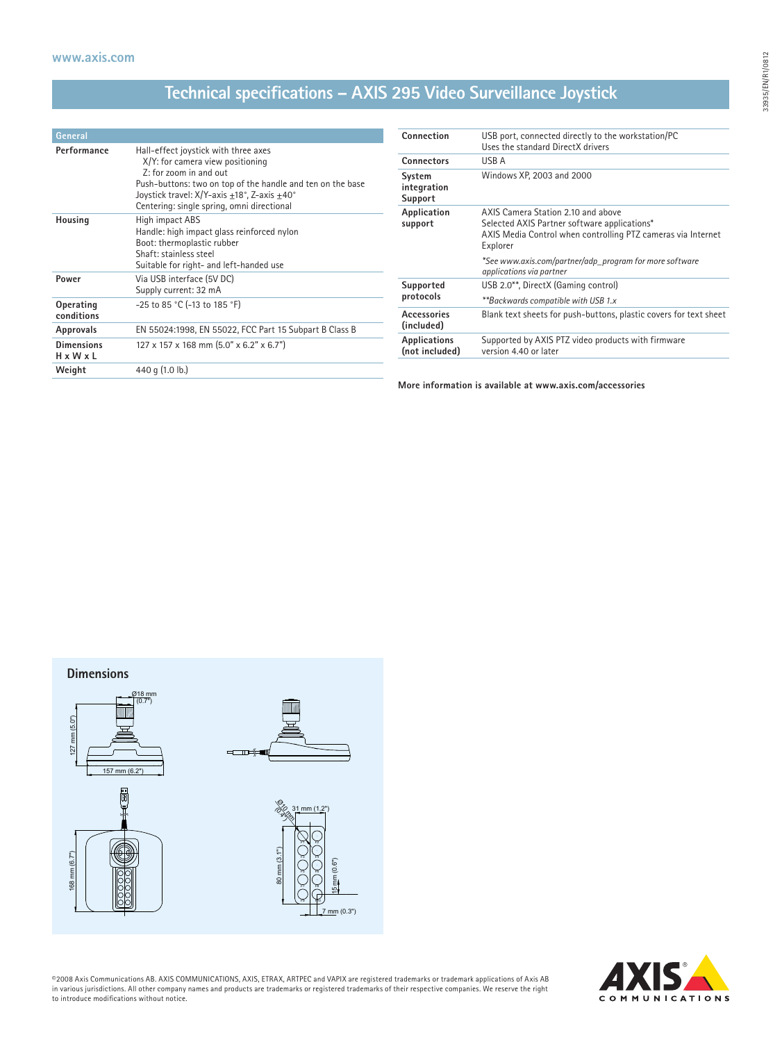www.axis.com

# Technical specifications – AXIS 295 Video Surveillance Joystick

| General | |
|---|---|
| **Performance** | Hall-effect joystick with three axes<br>X/Y: for camera view positioning<br>Z: for zoom in and out<br>Push-buttons: two on top of the handle and ten on the base<br>Joystick travel: X/Y-axis ±18°, Z-axis ±40°<br>Centering: single spring, omni directional |
| **Housing** | High impact ABS<br>Handle: high impact glass reinforced nylon<br>Boot: thermoplastic rubber<br>Shaft: stainless steel<br>Suitable for right- and left-handed use |
| **Power** | Via USB interface (5V DC)<br>Supply current: 32 mA |
| **Operating conditions** | -25 to 85 °C (-13 to 185 °F) |
| **Approvals** | EN 55024:1998, EN 55022, FCC Part 15 Subpart B Class B |
| **Dimensions H x W x L** | 127 x 157 x 168 mm (5.0" x 6.2" x 6.7") |
| **Weight** | 440 g (1.0 lb.) |
| **Connection** | USB port, connected directly to the workstation/PC<br>Uses the standard DirectX drivers |
| **Connectors** | USB A |
| **System integration Support** | Windows XP, 2003 and 2000 |
| **Application support** | AXIS Camera Station 2.10 and above<br>Selected AXIS Partner software applications*<br>AXIS Media Control when controlling PTZ cameras via Internet Explorer<br>*\*See www.axis.com/partner/adp_program for more software applications via partner* |
| **Supported protocols** | USB 2.0**, DirectX (Gaming control)<br>*\*\*Backwards compatible with USB 1.x* |
| **Accessories (included)** | Blank text sheets for push-buttons, plastic covers for text sheet |
| **Applications (not included)** | Supported by AXIS PTZ video products with firmware version 4.40 or later |

**More information is available at www.axis.com/accessories**

## Dimensions

Ø18 mm (0.7")
127 mm (5.0")
157 mm (6.2")
168 mm (6.7")
Ø10 mm (0.4")
31 mm (1.2")
80 mm (3.1")
15 mm (0.6")
7 mm (0.3")

©2008 Axis Communications AB. AXIS COMMUNICATIONS, AXIS, ETRAX, ARTPEC and VAPIX are registered trademarks or trademark applications of Axis AB in various jurisdictions. All other company names and products are trademarks or registered trademarks of their respective companies. We reserve the right to introduce modifications without notice.

33935/EN/R1/0812